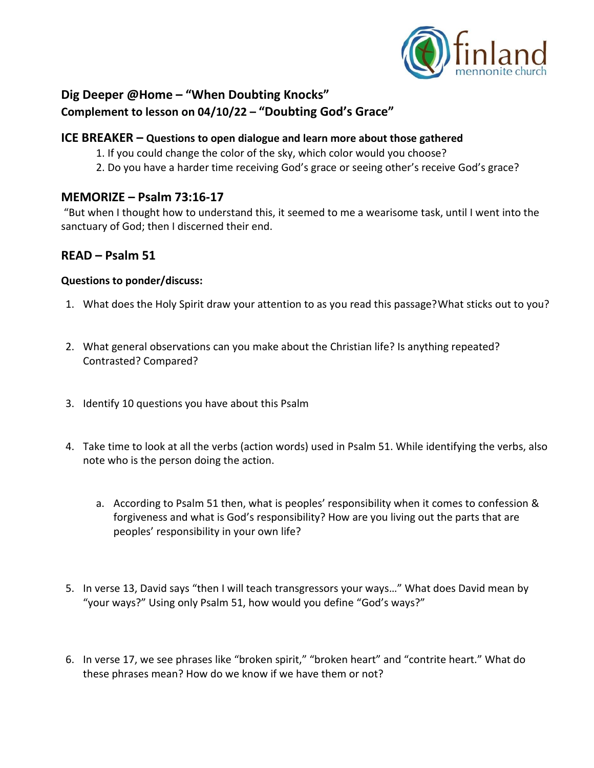## Dig Deeper @Home – "When Doubting Knocks"
**Complement to lesson on 04/10/22 – "Doubting God's Grace"**

### ICE BREAKER – Questions to open dialogue and learn more about those gathered

1. If you could change the color of the sky, which color would you choose?
2. Do you have a harder time receiving God's grace or seeing other's receive God's grace?

### MEMORIZE – Psalm 73:16-17

"But when I thought how to understand this, it seemed to me a wearisome task, until I went into the sanctuary of God; then I discerned their end.

### READ – Psalm 51

**Questions to ponder/discuss:**

1. What does the Holy Spirit draw your attention to as you read this passage? What sticks out to you?

2. What general observations can you make about the Christian life? Is anything repeated? Contrasted? Compared?

3. Identify 10 questions you have about this Psalm

4. Take time to look at all the verbs (action words) used in Psalm 51. While identifying the verbs, also note who is the person doing the action.

   a. According to Psalm 51 then, what is peoples' responsibility when it comes to confession & forgiveness and what is God's responsibility? How are you living out the parts that are peoples' responsibility in your own life?

5. In verse 13, David says "then I will teach transgressors your ways…" What does David mean by "your ways?" Using only Psalm 51, how would you define "God's ways?"

6. In verse 17, we see phrases like "broken spirit," "broken heart" and "contrite heart." What do these phrases mean? How do we know if we have them or not?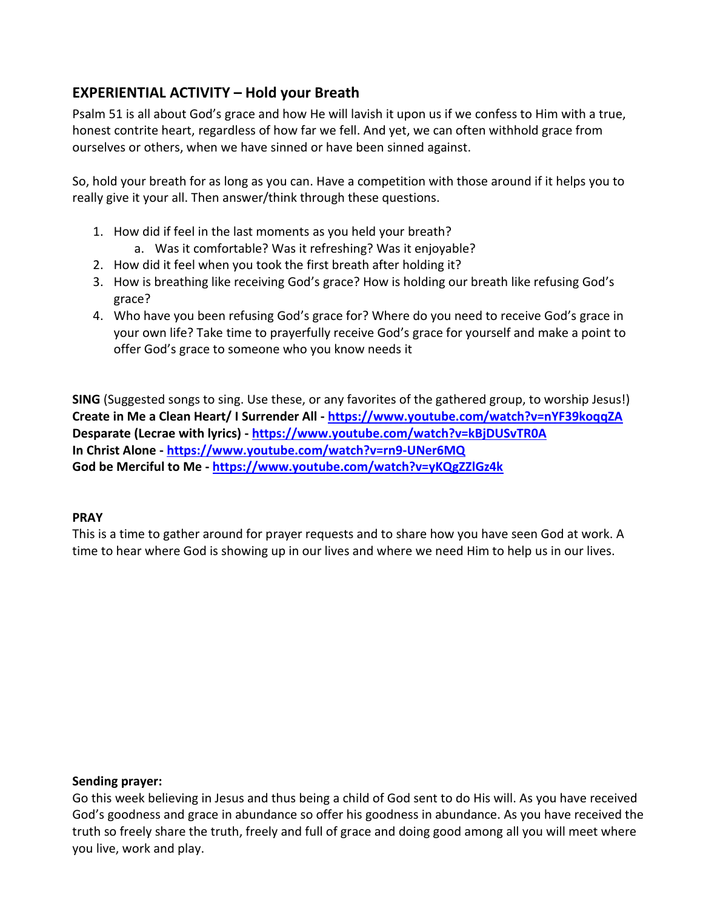## EXPERIENTIAL ACTIVITY – Hold your Breath

Psalm 51 is all about God's grace and how He will lavish it upon us if we confess to Him with a true, honest contrite heart, regardless of how far we fell. And yet, we can often withhold grace from ourselves or others, when we have sinned or have been sinned against.

So, hold your breath for as long as you can. Have a competition with those around if it helps you to really give it your all. Then answer/think through these questions.

1. How did if feel in the last moments as you held your breath?
   a. Was it comfortable? Was it refreshing? Was it enjoyable?
2. How did it feel when you took the first breath after holding it?
3. How is breathing like receiving God's grace? How is holding our breath like refusing God's grace?
4. Who have you been refusing God's grace for? Where do you need to receive God's grace in your own life? Take time to prayerfully receive God's grace for yourself and make a point to offer God's grace to someone who you know needs it

**SING** (Suggested songs to sing. Use these, or any favorites of the gathered group, to worship Jesus!)
**Create in Me a Clean Heart/ I Surrender All - https://www.youtube.com/watch?v=nYF39koqqZA**
**Desparate (Lecrae with lyrics) - https://www.youtube.com/watch?v=kBjDUSvTR0A**
**In Christ Alone - https://www.youtube.com/watch?v=rn9-UNer6MQ**
**God be Merciful to Me - https://www.youtube.com/watch?v=yKQgZZlGz4k**

**PRAY**

This is a time to gather around for prayer requests and to share how you have seen God at work. A time to hear where God is showing up in our lives and where we need Him to help us in our lives.

**Sending prayer:**

Go this week believing in Jesus and thus being a child of God sent to do His will. As you have received God's goodness and grace in abundance so offer his goodness in abundance. As you have received the truth so freely share the truth, freely and full of grace and doing good among all you will meet where you live, work and play.